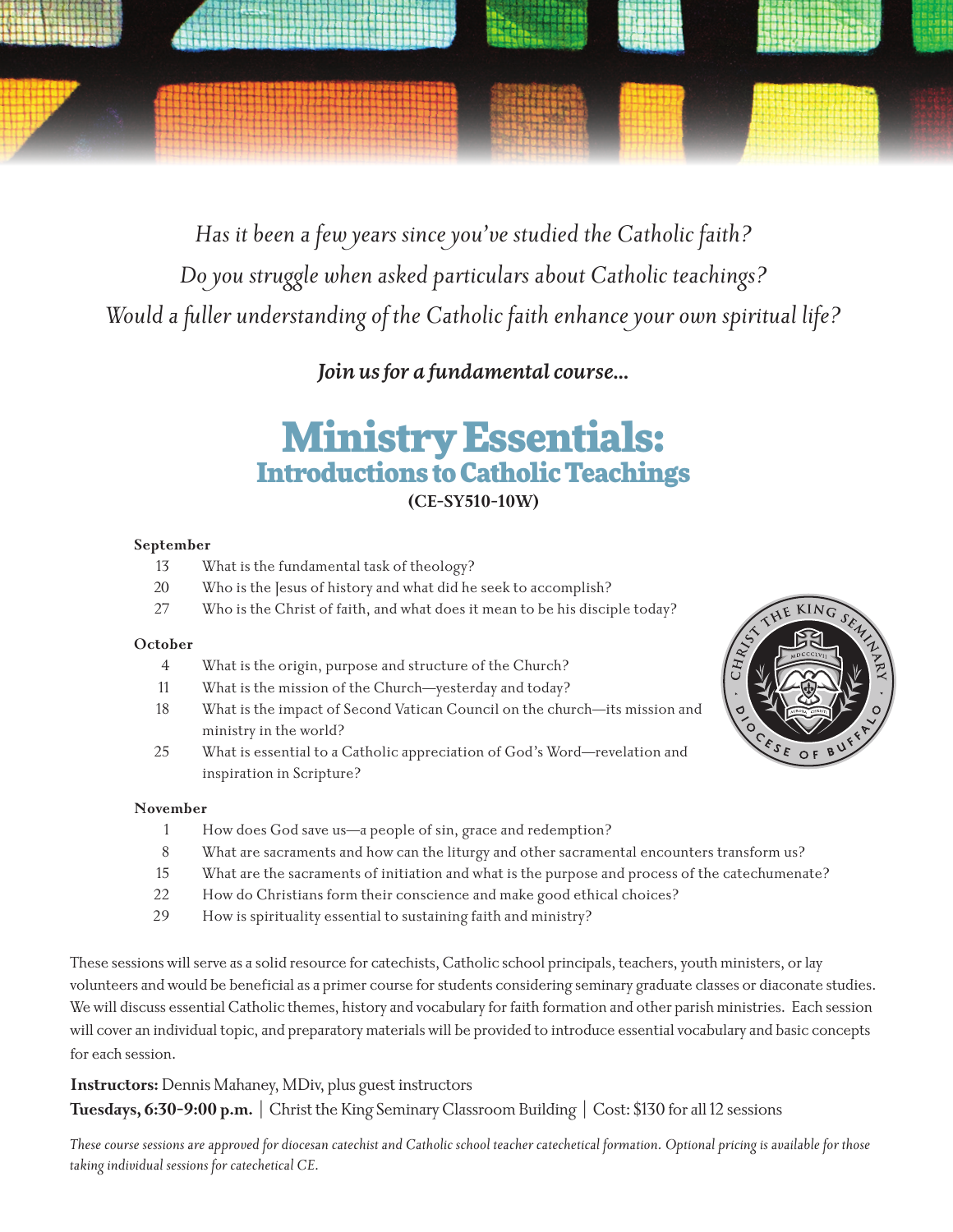*Has it been a few years since you've studied the Catholic faith?*

*Do you struggle when asked particulars about Catholic teachings?*

*Would a fuller understanding of the Catholic faith enhance your own spiritual life?*

***Join us for a fundamental course...***

# Ministry Essentials:
## Introductions to Catholic Teachings

**(CE-SY510-10W)**

**September**

- 13 What is the fundamental task of theology?
- 20 Who is the Jesus of history and what did he seek to accomplish?
- 27 Who is the Christ of faith, and what does it mean to be his disciple today?

**October**

- 4 What is the origin, purpose and structure of the Church?
- 11 What is the mission of the Church—yesterday and today?
- 18 What is the impact of Second Vatican Council on the church—its mission and ministry in the world?
- 25 What is essential to a Catholic appreciation of God's Word—revelation and inspiration in Scripture?

**November**

- 1 How does God save us—a people of sin, grace and redemption?
- 8 What are sacraments and how can the liturgy and other sacramental encounters transform us?
- 15 What are the sacraments of initiation and what is the purpose and process of the catechumenate?
- 22 How do Christians form their conscience and make good ethical choices?
- 29 How is spirituality essential to sustaining faith and ministry?

These sessions will serve as a solid resource for catechists, Catholic school principals, teachers, youth ministers, or lay volunteers and would be beneficial as a primer course for students considering seminary graduate classes or diaconate studies. We will discuss essential Catholic themes, history and vocabulary for faith formation and other parish ministries. Each session will cover an individual topic, and preparatory materials will be provided to introduce essential vocabulary and basic concepts for each session.

**Instructors:** Dennis Mahaney, MDiv, plus guest instructors

**Tuesdays, 6:30-9:00 p.m.** | Christ the King Seminary Classroom Building | Cost: $130 for all 12 sessions

*These course sessions are approved for diocesan catechist and Catholic school teacher catechetical formation. Optional pricing is available for those taking individual sessions for catechetical CE.*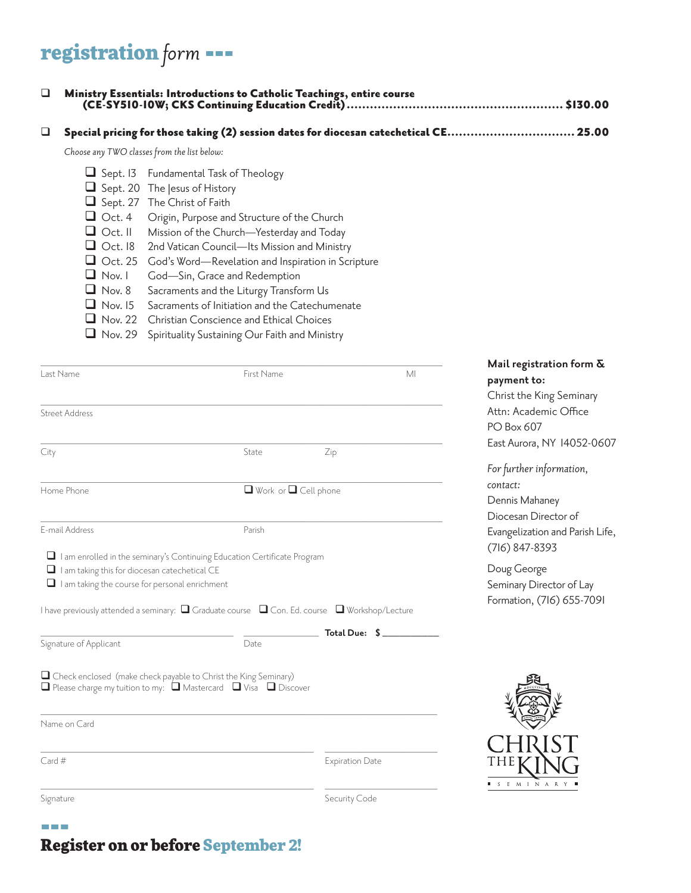# registration *form*

- ☐ **Ministry Essentials: Introductions to Catholic Teachings, entire course (CE-SY510-10W; CKS Continuing Education Credit)** ........ **$130.00**

- ☐ **Special pricing for those taking (2) session dates for diocesan catechetical CE** ........ **25.00**

*Choose any TWO classes from the list below:*

- ☐ Sept. 13 Fundamental Task of Theology
- ☐ Sept. 20 The Jesus of History
- ☐ Sept. 27 The Christ of Faith
- ☐ Oct. 4 Origin, Purpose and Structure of the Church
- ☐ Oct. 11 Mission of the Church—Yesterday and Today
- ☐ Oct. 18 2nd Vatican Council—Its Mission and Ministry
- ☐ Oct. 25 God's Word—Revelation and Inspiration in Scripture
- ☐ Nov. 1 God—Sin, Grace and Redemption
- ☐ Nov. 8 Sacraments and the Liturgy Transform Us
- ☐ Nov. 15 Sacraments of Initiation and the Catechumenate
- ☐ Nov. 22 Christian Conscience and Ethical Choices
- ☐ Nov. 29 Spirituality Sustaining Our Faith and Ministry

Last Name ____________ First Name ____________ MI ____

Street Address ____________

City ____________ State ____ Zip ____

Home Phone ____________ ☐ Work or ☐ Cell phone ____________

E-mail Address ____________ Parish ____________

- ☐ I am enrolled in the seminary's Continuing Education Certificate Program
- ☐ I am taking this for diocesan catechetical CE
- ☐ I am taking the course for personal enrichment

I have previously attended a seminary: ☐ Graduate course ☐ Con. Ed. course ☐ Workshop/Lecture

Signature of Applicant ____________ Date ____________ **Total Due: $** ____________

☐ Check enclosed (make check payable to Christ the King Seminary)
☐ Please charge my tuition to my: ☐ Mastercard ☐ Visa ☐ Discover

Name on Card ____________

Card # ____________ Expiration Date ____________

Signature ____________ Security Code ____________

**Mail registration form & payment to:**
Christ the King Seminary
Attn: Academic Office
PO Box 607
East Aurora, NY 14052-0607

*For further information, contact:*
Dennis Mahaney
Diocesan Director of Evangelization and Parish Life, (716) 847-8393

Doug George
Seminary Director of Lay Formation, (716) 655-7091

CHRIST THE KING SEMINARY

## Register on or before September 2!